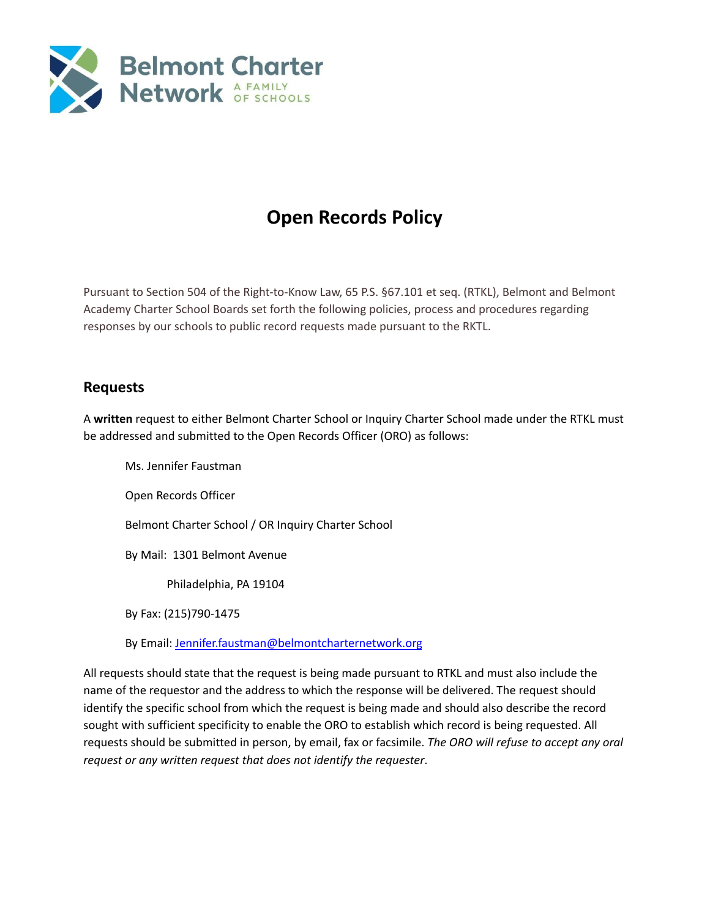Belmont Charter Network

A FAMILY OF SCHOOLS

# Open Records Policy

Pursuant to Section 504 of the Right-to-Know Law, 65 P.S. §67.101 et seq. (RTKL), Belmont and Belmont Academy Charter School Boards set forth the following policies, process and procedures regarding responses by our schools to public record requests made pursuant to the RKTL.

## Requests

A **written** request to either Belmont Charter School or Inquiry Charter School made under the RTKL must be addressed and submitted to the Open Records Officer (ORO) as follows:

> Ms. Jennifer Faustman
>
> Open Records Officer
>
> Belmont Charter School / OR Inquiry Charter School
>
> By Mail: 1301 Belmont Avenue
>
> Philadelphia, PA 19104
>
> By Fax: (215)790-1475
>
> By Email: Jennifer.faustman@belmontcharternetwork.org

All requests should state that the request is being made pursuant to RTKL and must also include the name of the requestor and the address to which the response will be delivered. The request should identify the specific school from which the request is being made and should also describe the record sought with sufficient specificity to enable the ORO to establish which record is being requested. All requests should be submitted in person, by email, fax or facsimile. *The ORO will refuse to accept any oral request or any written request that does not identify the requester*.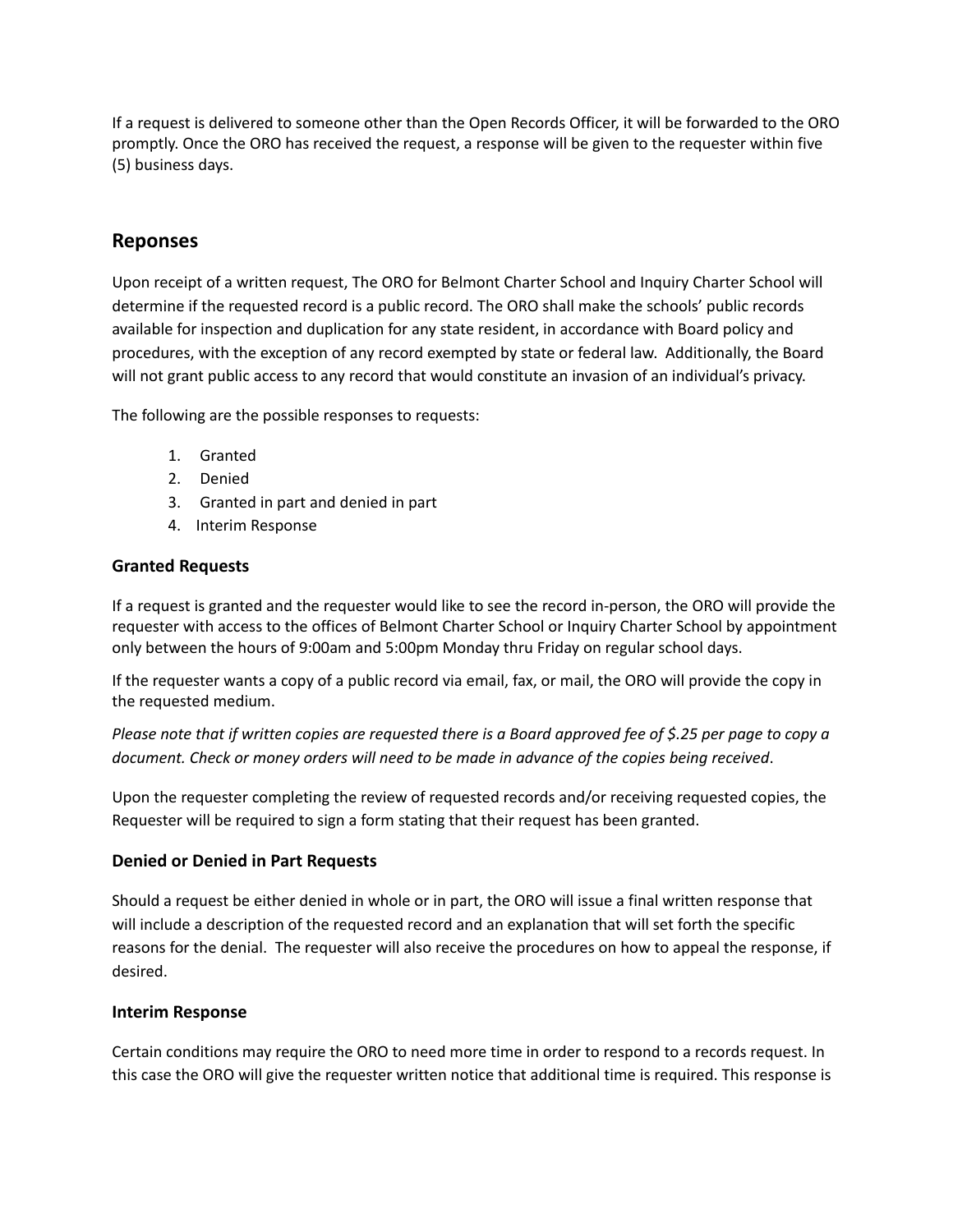If a request is delivered to someone other than the Open Records Officer, it will be forwarded to the ORO promptly. Once the ORO has received the request, a response will be given to the requester within five (5) business days.

## Reponses

Upon receipt of a written request, The ORO for Belmont Charter School and Inquiry Charter School will determine if the requested record is a public record. The ORO shall make the schools' public records available for inspection and duplication for any state resident, in accordance with Board policy and procedures, with the exception of any record exempted by state or federal law. Additionally, the Board will not grant public access to any record that would constitute an invasion of an individual's privacy.

The following are the possible responses to requests:

1. Granted
2. Denied
3. Granted in part and denied in part
4. Interim Response

### Granted Requests

If a request is granted and the requester would like to see the record in-person, the ORO will provide the requester with access to the offices of Belmont Charter School or Inquiry Charter School by appointment only between the hours of 9:00am and 5:00pm Monday thru Friday on regular school days.

If the requester wants a copy of a public record via email, fax, or mail, the ORO will provide the copy in the requested medium.

*Please note that if written copies are requested there is a Board approved fee of $.25 per page to copy a document. Check or money orders will need to be made in advance of the copies being received*.

Upon the requester completing the review of requested records and/or receiving requested copies, the Requester will be required to sign a form stating that their request has been granted.

### Denied or Denied in Part Requests

Should a request be either denied in whole or in part, the ORO will issue a final written response that will include a description of the requested record and an explanation that will set forth the specific reasons for the denial. The requester will also receive the procedures on how to appeal the response, if desired.

### Interim Response

Certain conditions may require the ORO to need more time in order to respond to a records request. In this case the ORO will give the requester written notice that additional time is required. This response is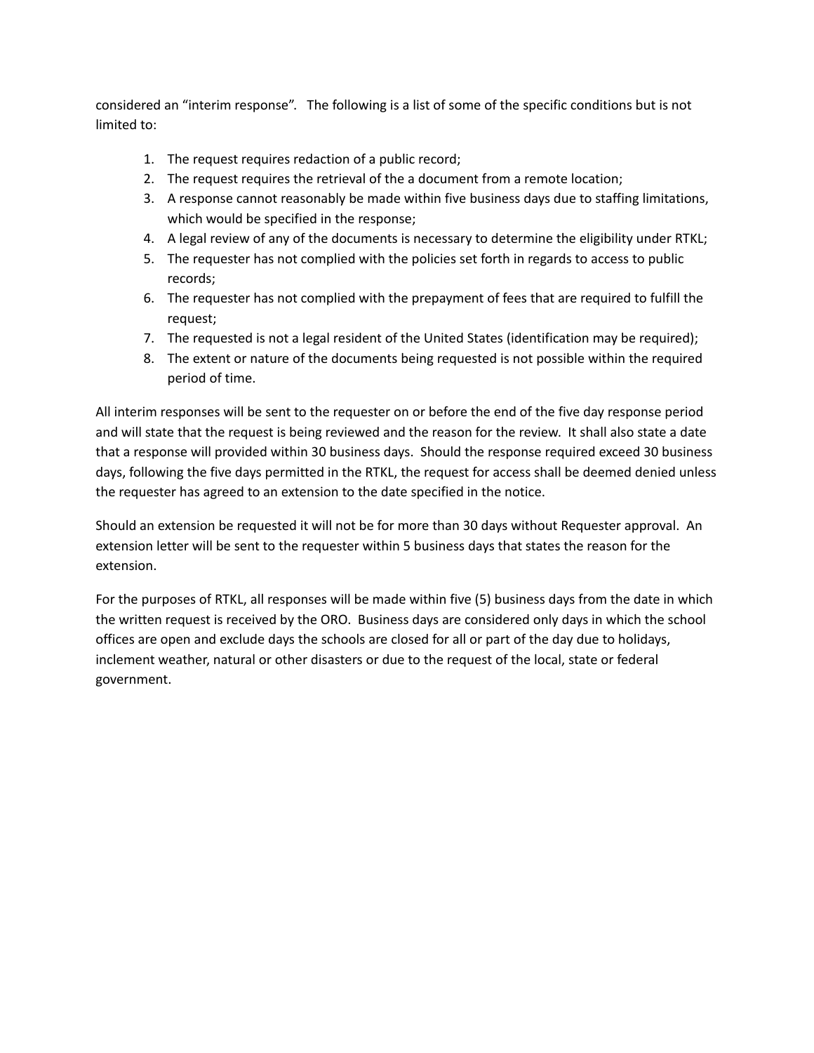considered an "interim response". The following is a list of some of the specific conditions but is not limited to:

1. The request requires redaction of a public record;
2. The request requires the retrieval of the a document from a remote location;
3. A response cannot reasonably be made within five business days due to staffing limitations, which would be specified in the response;
4. A legal review of any of the documents is necessary to determine the eligibility under RTKL;
5. The requester has not complied with the policies set forth in regards to access to public records;
6. The requester has not complied with the prepayment of fees that are required to fulfill the request;
7. The requested is not a legal resident of the United States (identification may be required);
8. The extent or nature of the documents being requested is not possible within the required period of time.

All interim responses will be sent to the requester on or before the end of the five day response period and will state that the request is being reviewed and the reason for the review. It shall also state a date that a response will provided within 30 business days. Should the response required exceed 30 business days, following the five days permitted in the RTKL, the request for access shall be deemed denied unless the requester has agreed to an extension to the date specified in the notice.

Should an extension be requested it will not be for more than 30 days without Requester approval. An extension letter will be sent to the requester within 5 business days that states the reason for the extension.

For the purposes of RTKL, all responses will be made within five (5) business days from the date in which the written request is received by the ORO. Business days are considered only days in which the school offices are open and exclude days the schools are closed for all or part of the day due to holidays, inclement weather, natural or other disasters or due to the request of the local, state or federal government.